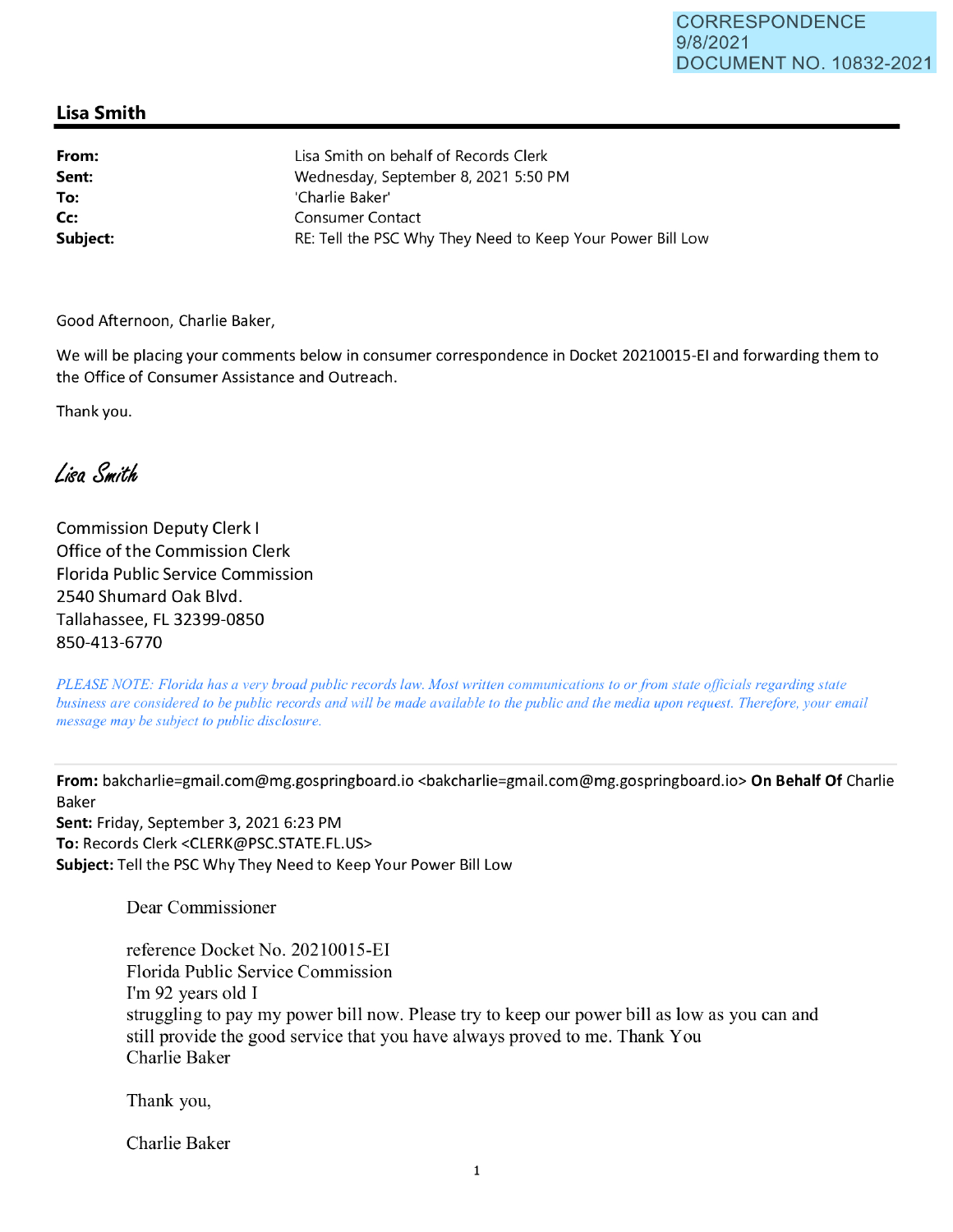CORRESPONDENCE
9/8/2021
DOCUMENT NO. 10832-2021

## Lisa Smith

**From:** Lisa Smith on behalf of Records Clerk
**Sent:** Wednesday, September 8, 2021 5:50 PM
**To:** 'Charlie Baker'
**Cc:** Consumer Contact
**Subject:** RE: Tell the PSC Why They Need to Keep Your Power Bill Low

Good Afternoon, Charlie Baker,

We will be placing your comments below in consumer correspondence in Docket 20210015-EI and forwarding them to the Office of Consumer Assistance and Outreach.

Thank you.

*Lisa Smith*

Commission Deputy Clerk I
Office of the Commission Clerk
Florida Public Service Commission
2540 Shumard Oak Blvd.
Tallahassee, FL 32399-0850
850-413-6770

*PLEASE NOTE: Florida has a very broad public records law. Most written communications to or from state officials regarding state business are considered to be public records and will be made available to the public and the media upon request. Therefore, your email message may be subject to public disclosure.*

---

**From:** bakcharlie=gmail.com@mg.gospringboard.io <bakcharlie=gmail.com@mg.gospringboard.io> **On Behalf Of** Charlie Baker
**Sent:** Friday, September 3, 2021 6:23 PM
**To:** Records Clerk <CLERK@PSC.STATE.FL.US>
**Subject:** Tell the PSC Why They Need to Keep Your Power Bill Low

Dear Commissioner

reference Docket No. 20210015-EI
Florida Public Service Commission
I'm 92 years old I
struggling to pay my power bill now. Please try to keep our power bill as low as you can and still provide the good service that you have always proved to me. Thank You
Charlie Baker

Thank you,

Charlie Baker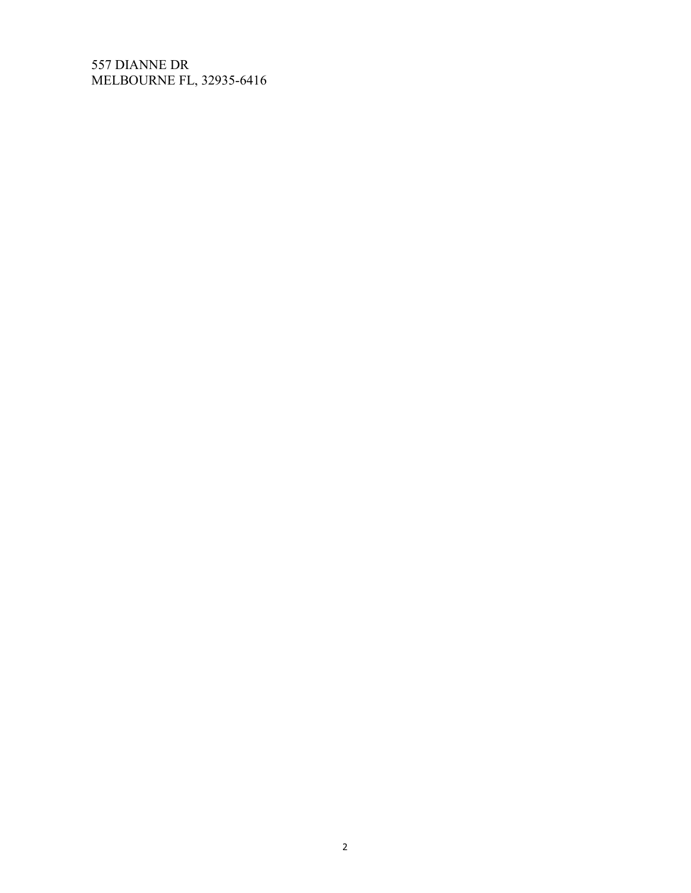557 DIANNE DR
MELBOURNE FL, 32935-6416